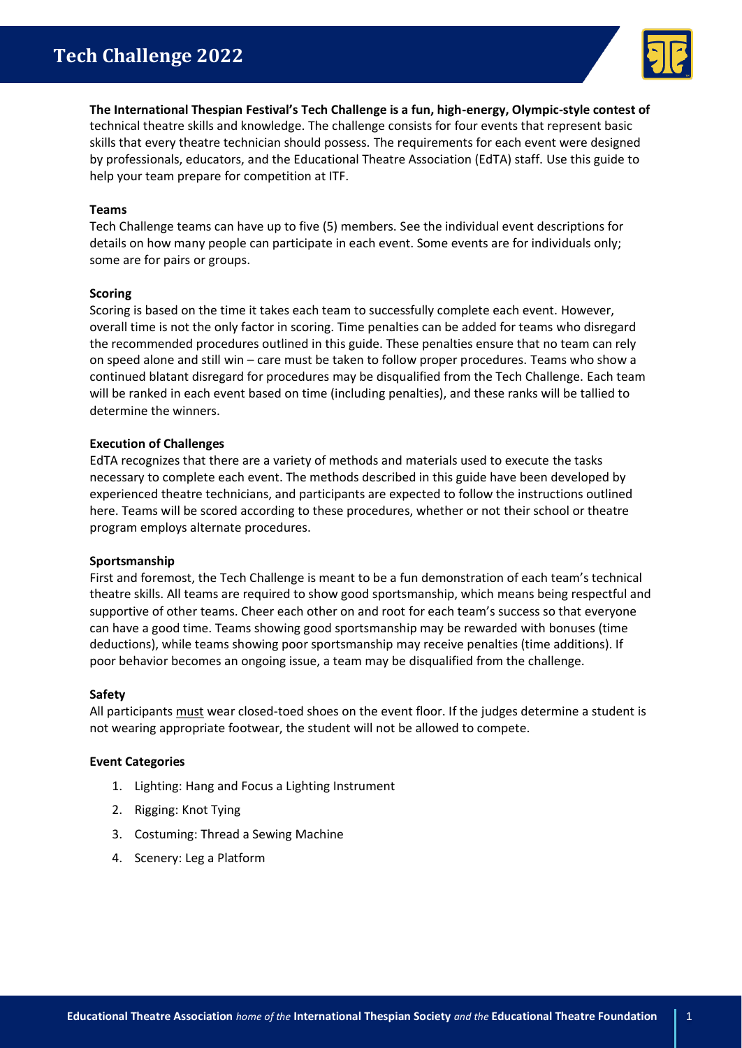# Tech Challenge 2022

**The International Thespian Festival's Tech Challenge is a fun, high-energy, Olympic-style contest of** technical theatre skills and knowledge. The challenge consists for four events that represent basic skills that every theatre technician should possess. The requirements for each event were designed by professionals, educators, and the Educational Theatre Association (EdTA) staff. Use this guide to help your team prepare for competition at ITF.

### Teams

Tech Challenge teams can have up to five (5) members. See the individual event descriptions for details on how many people can participate in each event. Some events are for individuals only; some are for pairs or groups.

### Scoring

Scoring is based on the time it takes each team to successfully complete each event. However, overall time is not the only factor in scoring. Time penalties can be added for teams who disregard the recommended procedures outlined in this guide. These penalties ensure that no team can rely on speed alone and still win – care must be taken to follow proper procedures. Teams who show a continued blatant disregard for procedures may be disqualified from the Tech Challenge. Each team will be ranked in each event based on time (including penalties), and these ranks will be tallied to determine the winners.

### Execution of Challenges

EdTA recognizes that there are a variety of methods and materials used to execute the tasks necessary to complete each event. The methods described in this guide have been developed by experienced theatre technicians, and participants are expected to follow the instructions outlined here. Teams will be scored according to these procedures, whether or not their school or theatre program employs alternate procedures.

### Sportsmanship

First and foremost, the Tech Challenge is meant to be a fun demonstration of each team's technical theatre skills. All teams are required to show good sportsmanship, which means being respectful and supportive of other teams. Cheer each other on and root for each team's success so that everyone can have a good time. Teams showing good sportsmanship may be rewarded with bonuses (time deductions), while teams showing poor sportsmanship may receive penalties (time additions). If poor behavior becomes an ongoing issue, a team may be disqualified from the challenge.

### Safety

All participants <u>must</u> wear closed-toed shoes on the event floor. If the judges determine a student is not wearing appropriate footwear, the student will not be allowed to compete.

### Event Categories

1. Lighting: Hang and Focus a Lighting Instrument
2. Rigging: Knot Tying
3. Costuming: Thread a Sewing Machine
4. Scenery: Leg a Platform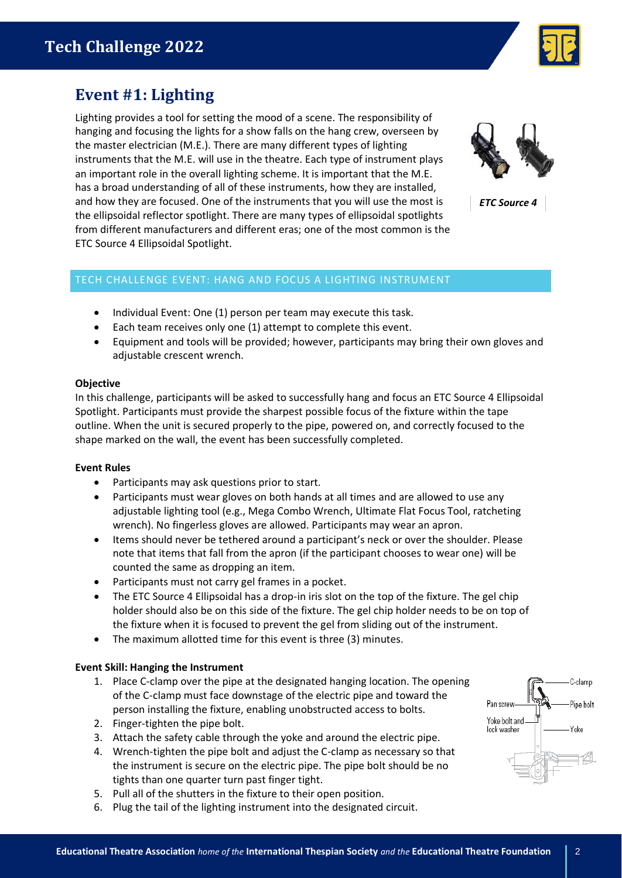# Event #1: Lighting

Lighting provides a tool for setting the mood of a scene. The responsibility of hanging and focusing the lights for a show falls on the hang crew, overseen by the master electrician (M.E.). There are many different types of lighting instruments that the M.E. will use in the theatre. Each type of instrument plays an important role in the overall lighting scheme. It is important that the M.E. has a broad understanding of all of these instruments, how they are installed, and how they are focused. One of the instruments that you will use the most is the ellipsoidal reflector spotlight. There are many types of ellipsoidal spotlights from different manufacturers and different eras; one of the most common is the ETC Source 4 Ellipsoidal Spotlight.

***ETC Source 4***

## TECH CHALLENGE EVENT: HANG AND FOCUS A LIGHTING INSTRUMENT

- Individual Event: One (1) person per team may execute this task.
- Each team receives only one (1) attempt to complete this event.
- Equipment and tools will be provided; however, participants may bring their own gloves and adjustable crescent wrench.

**Objective**

In this challenge, participants will be asked to successfully hang and focus an ETC Source 4 Ellipsoidal Spotlight. Participants must provide the sharpest possible focus of the fixture within the tape outline. When the unit is secured properly to the pipe, powered on, and correctly focused to the shape marked on the wall, the event has been successfully completed.

**Event Rules**

- Participants may ask questions prior to start.
- Participants must wear gloves on both hands at all times and are allowed to use any adjustable lighting tool (e.g., Mega Combo Wrench, Ultimate Flat Focus Tool, ratcheting wrench). No fingerless gloves are allowed. Participants may wear an apron.
- Items should never be tethered around a participant's neck or over the shoulder. Please note that items that fall from the apron (if the participant chooses to wear one) will be counted the same as dropping an item.
- Participants must not carry gel frames in a pocket.
- The ETC Source 4 Ellipsoidal has a drop-in iris slot on the top of the fixture. The gel chip holder should also be on this side of the fixture. The gel chip holder needs to be on top of the fixture when it is focused to prevent the gel from sliding out of the instrument.
- The maximum allotted time for this event is three (3) minutes.

**Event Skill: Hanging the Instrument**

1. Place C-clamp over the pipe at the designated hanging location. The opening of the C-clamp must face downstage of the electric pipe and toward the person installing the fixture, enabling unobstructed access to bolts.
2. Finger-tighten the pipe bolt.
3. Attach the safety cable through the yoke and around the electric pipe.
4. Wrench-tighten the pipe bolt and adjust the C-clamp as necessary so that the instrument is secure on the electric pipe. The pipe bolt should be no tights than one quarter turn past finger tight.
5. Pull all of the shutters in the fixture to their open position.
6. Plug the tail of the lighting instrument into the designated circuit.

C-clamp
Pan screw
Pipe bolt
Yoke bolt and lock washer
Yoke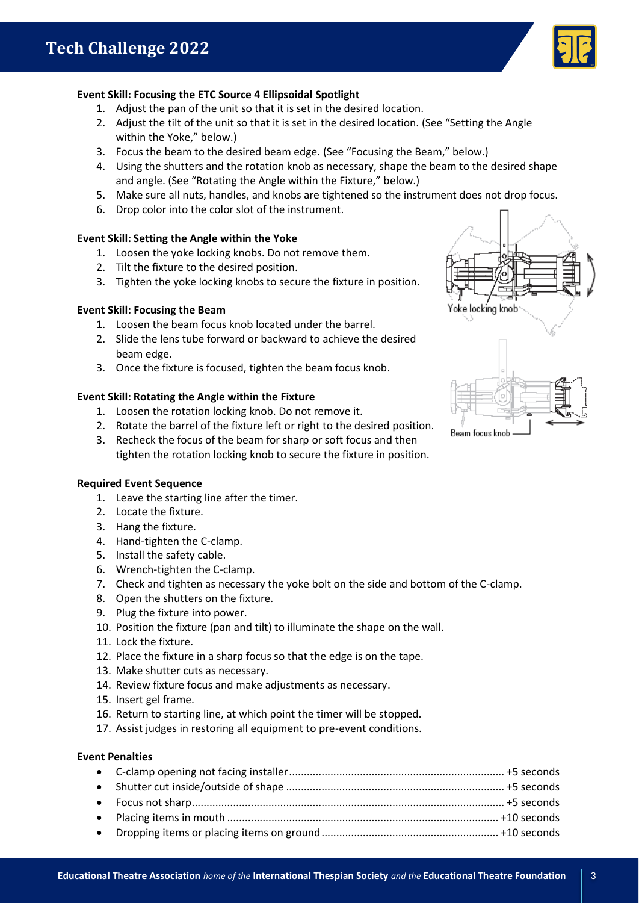# Tech Challenge 2022

**Event Skill: Focusing the ETC Source 4 Ellipsoidal Spotlight**

1. Adjust the pan of the unit so that it is set in the desired location.
2. Adjust the tilt of the unit so that it is set in the desired location. (See "Setting the Angle within the Yoke," below.)
3. Focus the beam to the desired beam edge. (See "Focusing the Beam," below.)
4. Using the shutters and the rotation knob as necessary, shape the beam to the desired shape and angle. (See "Rotating the Angle within the Fixture," below.)
5. Make sure all nuts, handles, and knobs are tightened so the instrument does not drop focus.
6. Drop color into the color slot of the instrument.

**Event Skill: Setting the Angle within the Yoke**

1. Loosen the yoke locking knobs. Do not remove them.
2. Tilt the fixture to the desired position.
3. Tighten the yoke locking knobs to secure the fixture in position.

Yoke locking knob

**Event Skill: Focusing the Beam**

1. Loosen the beam focus knob located under the barrel.
2. Slide the lens tube forward or backward to achieve the desired beam edge.
3. Once the fixture is focused, tighten the beam focus knob.

Beam focus knob

**Event Skill: Rotating the Angle within the Fixture**

1. Loosen the rotation locking knob. Do not remove it.
2. Rotate the barrel of the fixture left or right to the desired position.
3. Recheck the focus of the beam for sharp or soft focus and then tighten the rotation locking knob to secure the fixture in position.

**Required Event Sequence**

1. Leave the starting line after the timer.
2. Locate the fixture.
3. Hang the fixture.
4. Hand-tighten the C-clamp.
5. Install the safety cable.
6. Wrench-tighten the C-clamp.
7. Check and tighten as necessary the yoke bolt on the side and bottom of the C-clamp.
8. Open the shutters on the fixture.
9. Plug the fixture into power.
10. Position the fixture (pan and tilt) to illuminate the shape on the wall.
11. Lock the fixture.
12. Place the fixture in a sharp focus so that the edge is on the tape.
13. Make shutter cuts as necessary.
14. Review fixture focus and make adjustments as necessary.
15. Insert gel frame.
16. Return to starting line, at which point the timer will be stopped.
17. Assist judges in restoring all equipment to pre-event conditions.

**Event Penalties**

- C-clamp opening not facing installer........................................................................ +5 seconds
- Shutter cut inside/outside of shape ......................................................................... +5 seconds
- Focus not sharp........................................................................................................ +5 seconds
- Placing items in mouth .......................................................................................... +10 seconds
- Dropping items or placing items on ground ........................................................... +10 seconds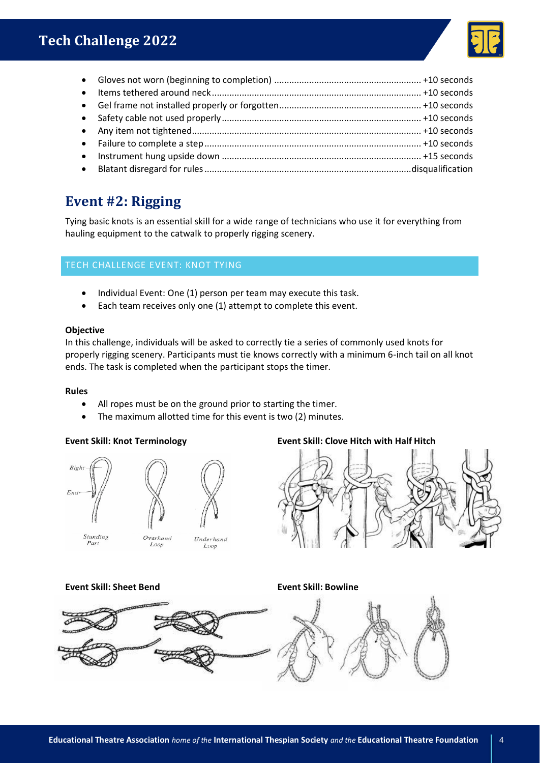- Gloves not worn (beginning to completion) ............................................................ +10 seconds
- Items tethered around neck .................................................................................... +10 seconds
- Gel frame not installed properly or forgotten ......................................................... +10 seconds
- Safety cable not used properly ................................................................................ +10 seconds
- Any item not tightened............................................................................................ +10 seconds
- Failure to complete a step ....................................................................................... +10 seconds
- Instrument hung upside down ................................................................................ +15 seconds
- Blatant disregard for rules ...................................................................................disqualification

## Event #2: Rigging

Tying basic knots is an essential skill for a wide range of technicians who use it for everything from hauling equipment to the catwalk to properly rigging scenery.

### TECH CHALLENGE EVENT: KNOT TYING

- Individual Event: One (1) person per team may execute this task.
- Each team receives only one (1) attempt to complete this event.

**Objective**

In this challenge, individuals will be asked to correctly tie a series of commonly used knots for properly rigging scenery. Participants must tie knows correctly with a minimum 6-inch tail on all knot ends. The task is completed when the participant stops the timer.

**Rules**

- All ropes must be on the ground prior to starting the timer.
- The maximum allotted time for this event is two (2) minutes.

**Event Skill: Knot Terminology**

**Event Skill: Clove Hitch with Half Hitch**

**Event Skill: Sheet Bend**

**Event Skill: Bowline**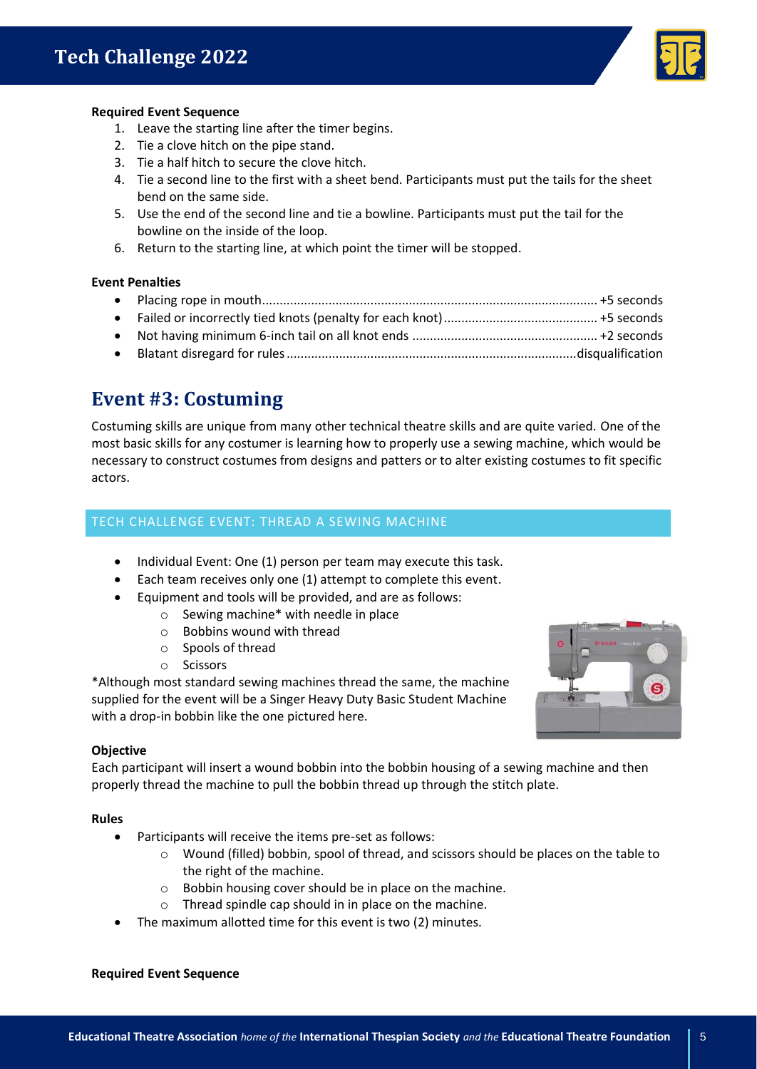**Required Event Sequence**

1. Leave the starting line after the timer begins.
2. Tie a clove hitch on the pipe stand.
3. Tie a half hitch to secure the clove hitch.
4. Tie a second line to the first with a sheet bend. Participants must put the tails for the sheet bend on the same side.
5. Use the end of the second line and tie a bowline. Participants must put the tail for the bowline on the inside of the loop.
6. Return to the starting line, at which point the timer will be stopped.

**Event Penalties**

- Placing rope in mouth.............................................................................................. +5 seconds
- Failed or incorrectly tied knots (penalty for each knot)........................................... +5 seconds
- Not having minimum 6-inch tail on all knot ends .................................................... +2 seconds
- Blatant disregard for rules ..................................................................................disqualification

## Event #3: Costuming

Costuming skills are unique from many other technical theatre skills and are quite varied. One of the most basic skills for any costumer is learning how to properly use a sewing machine, which would be necessary to construct costumes from designs and patters or to alter existing costumes to fit specific actors.

### TECH CHALLENGE EVENT: THREAD A SEWING MACHINE

- Individual Event: One (1) person per team may execute this task.
- Each team receives only one (1) attempt to complete this event.
- Equipment and tools will be provided, and are as follows:
  - Sewing machine* with needle in place
  - Bobbins wound with thread
  - Spools of thread
  - Scissors

*Although most standard sewing machines thread the same, the machine supplied for the event will be a Singer Heavy Duty Basic Student Machine with a drop-in bobbin like the one pictured here.

**Objective**

Each participant will insert a wound bobbin into the bobbin housing of a sewing machine and then properly thread the machine to pull the bobbin thread up through the stitch plate.

**Rules**

- Participants will receive the items pre-set as follows:
  - Wound (filled) bobbin, spool of thread, and scissors should be places on the table to the right of the machine.
  - Bobbin housing cover should be in place on the machine.
  - Thread spindle cap should in in place on the machine.
- The maximum allotted time for this event is two (2) minutes.

**Required Event Sequence**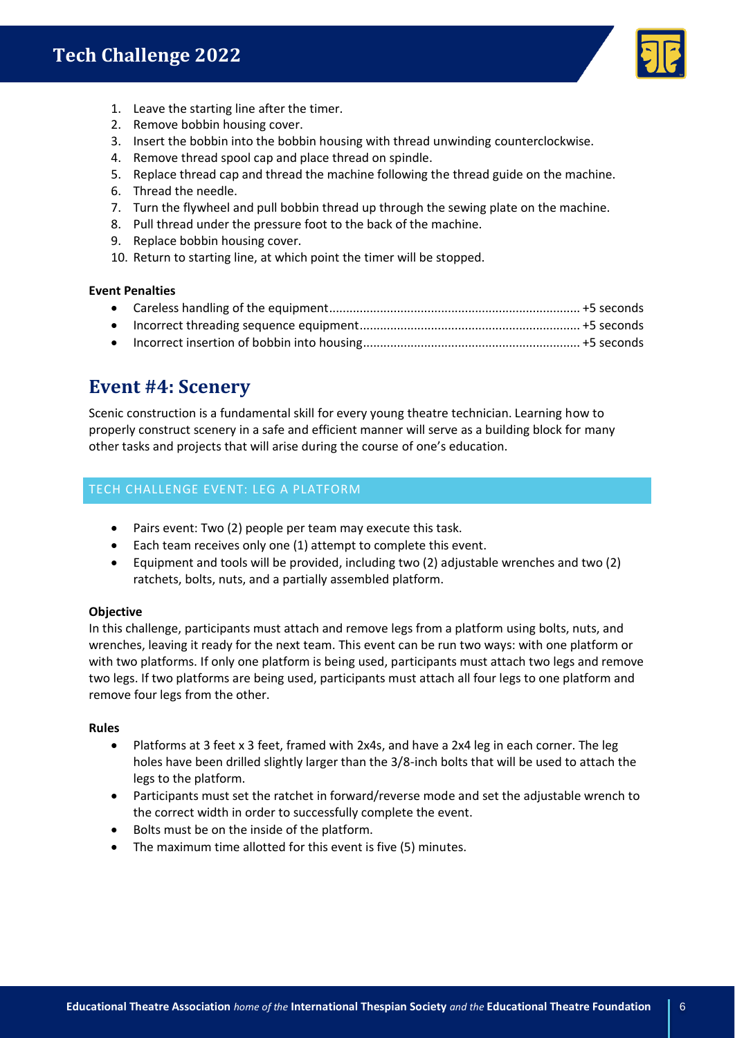1. Leave the starting line after the timer.
2. Remove bobbin housing cover.
3. Insert the bobbin into the bobbin housing with thread unwinding counterclockwise.
4. Remove thread spool cap and place thread on spindle.
5. Replace thread cap and thread the machine following the thread guide on the machine.
6. Thread the needle.
7. Turn the flywheel and pull bobbin thread up through the sewing plate on the machine.
8. Pull thread under the pressure foot to the back of the machine.
9. Replace bobbin housing cover.
10. Return to starting line, at which point the timer will be stopped.

**Event Penalties**

- Careless handling of the equipment........................................................................ +5 seconds
- Incorrect threading sequence equipment................................................................ +5 seconds
- Incorrect insertion of bobbin into housing............................................................... +5 seconds

## Event #4: Scenery

Scenic construction is a fundamental skill for every young theatre technician. Learning how to properly construct scenery in a safe and efficient manner will serve as a building block for many other tasks and projects that will arise during the course of one's education.

### TECH CHALLENGE EVENT: LEG A PLATFORM

- Pairs event: Two (2) people per team may execute this task.
- Each team receives only one (1) attempt to complete this event.
- Equipment and tools will be provided, including two (2) adjustable wrenches and two (2) ratchets, bolts, nuts, and a partially assembled platform.

**Objective**

In this challenge, participants must attach and remove legs from a platform using bolts, nuts, and wrenches, leaving it ready for the next team. This event can be run two ways: with one platform or with two platforms. If only one platform is being used, participants must attach two legs and remove two legs. If two platforms are being used, participants must attach all four legs to one platform and remove four legs from the other.

**Rules**

- Platforms at 3 feet x 3 feet, framed with 2x4s, and have a 2x4 leg in each corner. The leg holes have been drilled slightly larger than the 3/8-inch bolts that will be used to attach the legs to the platform.
- Participants must set the ratchet in forward/reverse mode and set the adjustable wrench to the correct width in order to successfully complete the event.
- Bolts must be on the inside of the platform.
- The maximum time allotted for this event is five (5) minutes.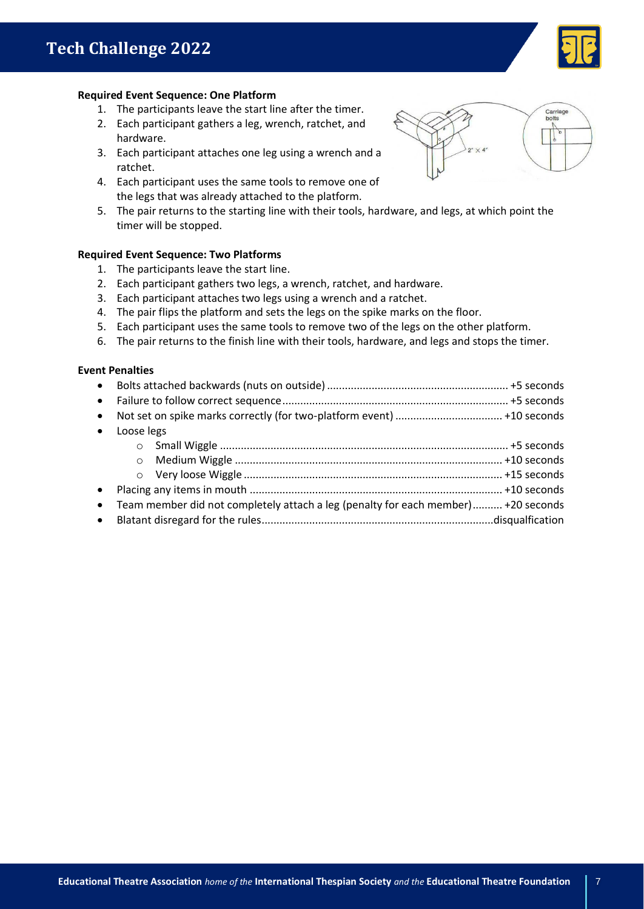### Required Event Sequence: One Platform

1. The participants leave the start line after the timer.
2. Each participant gathers a leg, wrench, ratchet, and hardware.
3. Each participant attaches one leg using a wrench and a ratchet.
4. Each participant uses the same tools to remove one of the legs that was already attached to the platform.
5. The pair returns to the starting line with their tools, hardware, and legs, at which point the timer will be stopped.

Carriage bolts

2" × 4"

### Required Event Sequence: Two Platforms

1. The participants leave the start line.
2. Each participant gathers two legs, a wrench, ratchet, and hardware.
3. Each participant attaches two legs using a wrench and a ratchet.
4. The pair flips the platform and sets the legs on the spike marks on the floor.
5. Each participant uses the same tools to remove two of the legs on the other platform.
6. The pair returns to the finish line with their tools, hardware, and legs and stops the timer.

### Event Penalties

- Bolts attached backwards (nuts on outside) .......... +5 seconds
- Failure to follow correct sequence .......... +5 seconds
- Not set on spike marks correctly (for two-platform event) .......... +10 seconds
- Loose legs
  - Small Wiggle .......... +5 seconds
  - Medium Wiggle .......... +10 seconds
  - Very loose Wiggle .......... +15 seconds
- Placing any items in mouth .......... +10 seconds
- Team member did not completely attach a leg (penalty for each member) .......... +20 seconds
- Blatant disregard for the rules .......... disqualfication